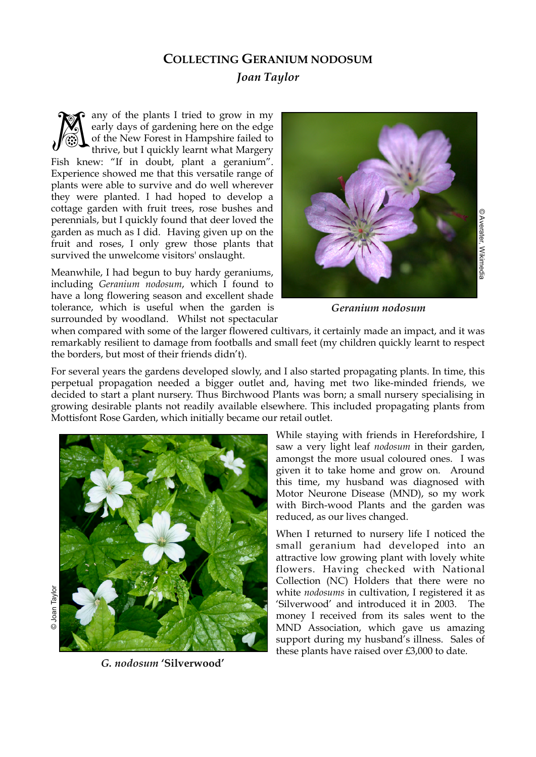# Collecting Geranium nodosum

*Joan Taylor*

Many of the plants I tried to grow in my early days of gardening here on the edge of the New Forest in Hampshire failed to thrive, but I quickly learnt what Margery Fish knew: "If in doubt, plant a geranium". Experience showed me that this versatile range of plants were able to survive and do well wherever they were planted. I had hoped to develop a cottage garden with fruit trees, rose bushes and perennials, but I quickly found that deer loved the garden as much as I did. Having given up on the fruit and roses, I only grew those plants that survived the unwelcome visitors' onslaught.

Meanwhile, I had begun to buy hardy geraniums, including *Geranium nodosum*, which I found to have a long flowering season and excellent shade tolerance, which is useful when the garden is surrounded by woodland. Whilst not spectacular when compared with some of the larger flowered cultivars, it certainly made an impact, and it was remarkably resilient to damage from footballs and small feet (my children quickly learnt to respect the borders, but most of their friends didn't).

© Averater, Wikimedia

***Geranium nodosum***

For several years the gardens developed slowly, and I also started propagating plants. In time, this perpetual propagation needed a bigger outlet and, having met two like-minded friends, we decided to start a plant nursery. Thus Birchwood Plants was born; a small nursery specialising in growing desirable plants not readily available elsewhere. This included propagating plants from Mottisfont Rose Garden, which initially became our retail outlet.

While staying with friends in Herefordshire, I saw a very light leaf *nodosum* in their garden, amongst the more usual coloured ones. I was given it to take home and grow on. Around this time, my husband was diagnosed with Motor Neurone Disease (MND), so my work with Birch-wood Plants and the garden was reduced, as our lives changed.

When I returned to nursery life I noticed the small geranium had developed into an attractive low growing plant with lovely white flowers. Having checked with National Collection (NC) Holders that there were no white *nodosums* in cultivation, I registered it as 'Silverwood' and introduced it in 2003. The money I received from its sales went to the MND Association, which gave us amazing support during my husband's illness. Sales of these plants have raised over £3,000 to date.

© Joan Taylor

***G. nodosum* 'Silverwood'**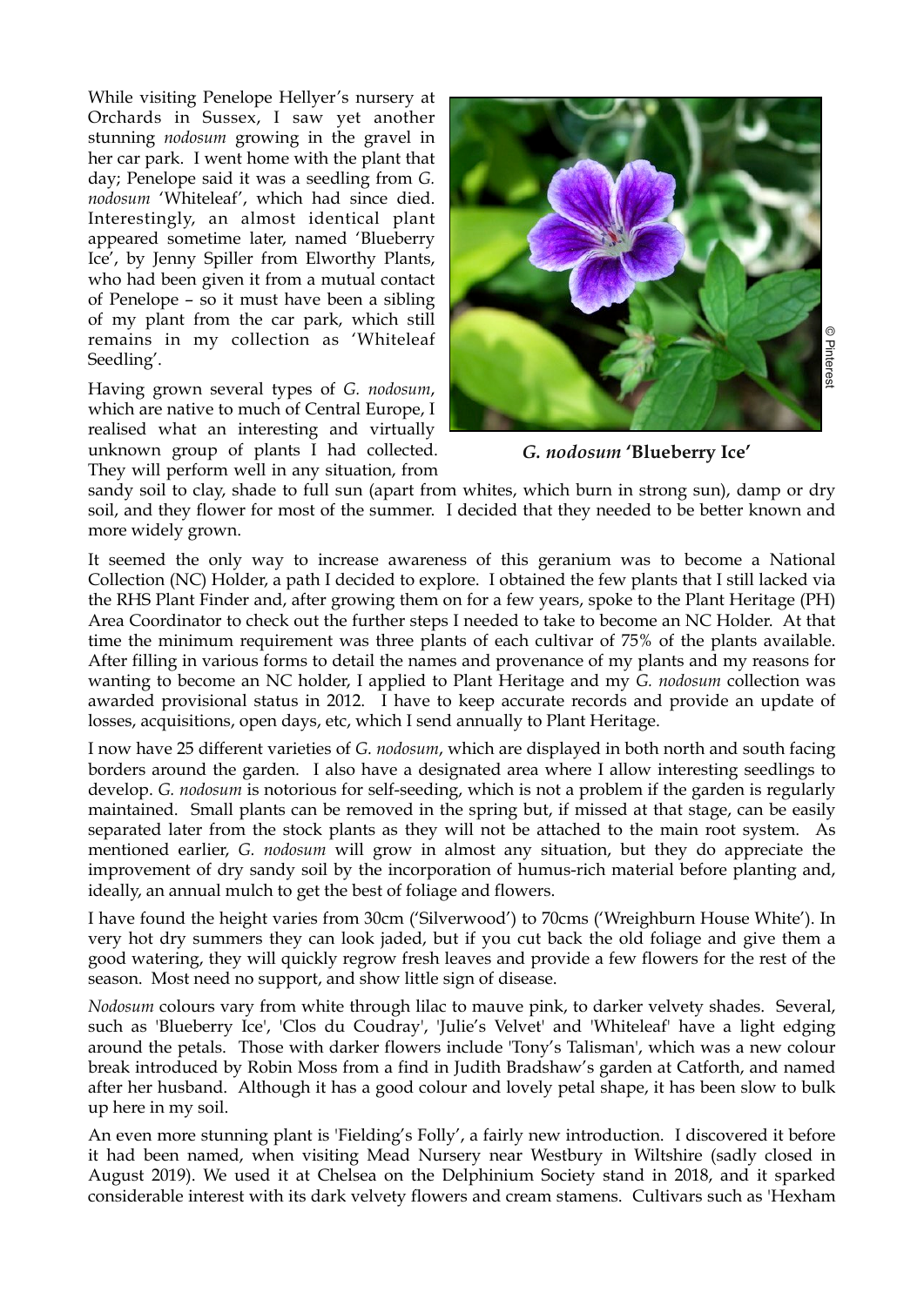While visiting Penelope Hellyer's nursery at Orchards in Sussex, I saw yet another stunning *nodosum* growing in the gravel in her car park. I went home with the plant that day; Penelope said it was a seedling from *G. nodosum* 'Whiteleaf', which had since died. Interestingly, an almost identical plant appeared sometime later, named 'Blueberry Ice', by Jenny Spiller from Elworthy Plants, who had been given it from a mutual contact of Penelope – so it must have been a sibling of my plant from the car park, which still remains in my collection as 'Whiteleaf Seedling'.

**_G. nodosum_ 'Blueberry Ice'**

© Pinterest

Having grown several types of *G. nodosum*, which are native to much of Central Europe, I realised what an interesting and virtually unknown group of plants I had collected. They will perform well in any situation, from sandy soil to clay, shade to full sun (apart from whites, which burn in strong sun), damp or dry soil, and they flower for most of the summer. I decided that they needed to be better known and more widely grown.

It seemed the only way to increase awareness of this geranium was to become a National Collection (NC) Holder, a path I decided to explore. I obtained the few plants that I still lacked via the RHS Plant Finder and, after growing them on for a few years, spoke to the Plant Heritage (PH) Area Coordinator to check out the further steps I needed to take to become an NC Holder. At that time the minimum requirement was three plants of each cultivar of 75% of the plants available. After filling in various forms to detail the names and provenance of my plants and my reasons for wanting to become an NC holder, I applied to Plant Heritage and my *G. nodosum* collection was awarded provisional status in 2012. I have to keep accurate records and provide an update of losses, acquisitions, open days, etc, which I send annually to Plant Heritage.

I now have 25 different varieties of *G. nodosum*, which are displayed in both north and south facing borders around the garden. I also have a designated area where I allow interesting seedlings to develop. *G. nodosum* is notorious for self-seeding, which is not a problem if the garden is regularly maintained. Small plants can be removed in the spring but, if missed at that stage, can be easily separated later from the stock plants as they will not be attached to the main root system. As mentioned earlier, *G. nodosum* will grow in almost any situation, but they do appreciate the improvement of dry sandy soil by the incorporation of humus-rich material before planting and, ideally, an annual mulch to get the best of foliage and flowers.

I have found the height varies from 30cm ('Silverwood') to 70cms ('Wreighburn House White'). In very hot dry summers they can look jaded, but if you cut back the old foliage and give them a good watering, they will quickly regrow fresh leaves and provide a few flowers for the rest of the season. Most need no support, and show little sign of disease.

*Nodosum* colours vary from white through lilac to mauve pink, to darker velvety shades. Several, such as 'Blueberry Ice', 'Clos du Coudray', 'Julie's Velvet' and 'Whiteleaf' have a light edging around the petals. Those with darker flowers include 'Tony's Talisman', which was a new colour break introduced by Robin Moss from a find in Judith Bradshaw's garden at Catforth, and named after her husband. Although it has a good colour and lovely petal shape, it has been slow to bulk up here in my soil.

An even more stunning plant is 'Fielding's Folly', a fairly new introduction. I discovered it before it had been named, when visiting Mead Nursery near Westbury in Wiltshire (sadly closed in August 2019). We used it at Chelsea on the Delphinium Society stand in 2018, and it sparked considerable interest with its dark velvety flowers and cream stamens. Cultivars such as 'Hexham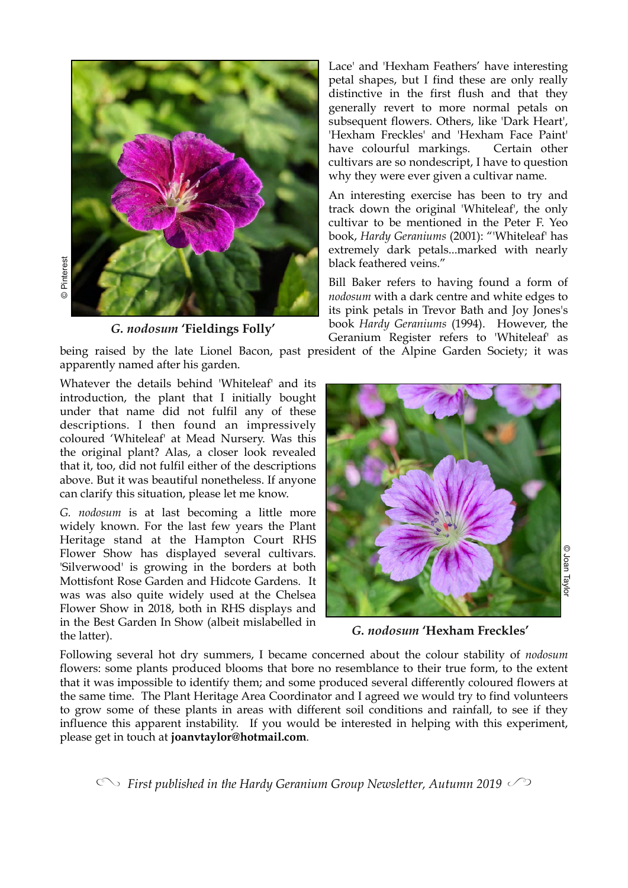© Pinterest

*G. nodosum* **'Fieldings Folly'**

Lace' and 'Hexham Feathers' have interesting petal shapes, but I find these are only really distinctive in the first flush and that they generally revert to more normal petals on subsequent flowers. Others, like 'Dark Heart', 'Hexham Freckles' and 'Hexham Face Paint' have colourful markings. Certain other cultivars are so nondescript, I have to question why they were ever given a cultivar name.

An interesting exercise has been to try and track down the original 'Whiteleaf', the only cultivar to be mentioned in the Peter F. Yeo book, *Hardy Geraniums* (2001): "'Whiteleaf' has extremely dark petals...marked with nearly black feathered veins."

Bill Baker refers to having found a form of *nodosum* with a dark centre and white edges to its pink petals in Trevor Bath and Joy Jones's book *Hardy Geraniums* (1994). However, the Geranium Register refers to 'Whiteleaf' as being raised by the late Lionel Bacon, past president of the Alpine Garden Society; it was apparently named after his garden.

Whatever the details behind 'Whiteleaf' and its introduction, the plant that I initially bought under that name did not fulfil any of these descriptions. I then found an impressively coloured 'Whiteleaf' at Mead Nursery. Was this the original plant? Alas, a closer look revealed that it, too, did not fulfil either of the descriptions above. But it was beautiful nonetheless. If anyone can clarify this situation, please let me know.

*G. nodosum* is at last becoming a little more widely known. For the last few years the Plant Heritage stand at the Hampton Court RHS Flower Show has displayed several cultivars. 'Silverwood' is growing in the borders at both Mottisfont Rose Garden and Hidcote Gardens. It was was also quite widely used at the Chelsea Flower Show in 2018, both in RHS displays and in the Best Garden In Show (albeit mislabelled in the latter).

© Joan Taylor

*G. nodosum* **'Hexham Freckles'**

Following several hot dry summers, I became concerned about the colour stability of *nodosum* flowers: some plants produced blooms that bore no resemblance to their true form, to the extent that it was impossible to identify them; and some produced several differently coloured flowers at the same time. The Plant Heritage Area Coordinator and I agreed we would try to find volunteers to grow some of these plants in areas with different soil conditions and rainfall, to see if they influence this apparent instability. If you would be interested in helping with this experiment, please get in touch at **joanvtaylor@hotmail.com**.

*First published in the Hardy Geranium Group Newsletter, Autumn 2019*